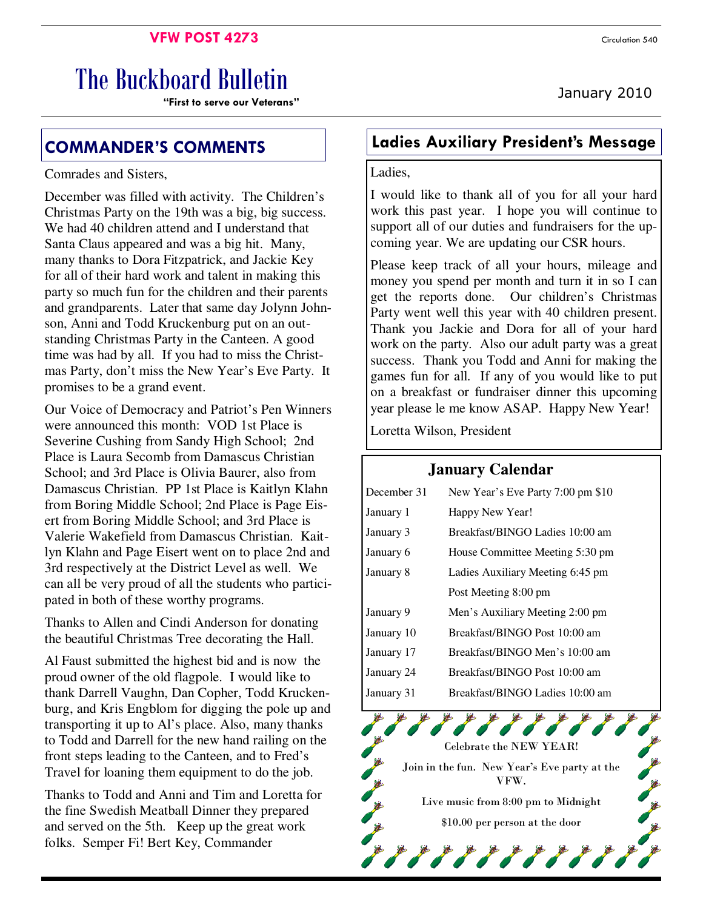VFW POST 4273

Circulation 540

# The Buckboard Bulletin

**"First to serve our Veterans"**

January 2010

## COMMANDER'S COMMENTS

Comrades and Sisters,

December was filled with activity. The Children's Christmas Party on the 19th was a big, big success. We had 40 children attend and I understand that Santa Claus appeared and was a big hit. Many, many thanks to Dora Fitzpatrick, and Jackie Key for all of their hard work and talent in making this party so much fun for the children and their parents and grandparents. Later that same day Jolynn Johnson, Anni and Todd Kruckenburg put on an outstanding Christmas Party in the Canteen. A good time was had by all. If you had to miss the Christmas Party, don't miss the New Year's Eve Party. It promises to be a grand event.

Our Voice of Democracy and Patriot's Pen Winners were announced this month: VOD 1st Place is Severine Cushing from Sandy High School; 2nd Place is Laura Secomb from Damascus Christian School; and 3rd Place is Olivia Baurer, also from Damascus Christian. PP 1st Place is Kaitlyn Klahn from Boring Middle School; 2nd Place is Page Eisert from Boring Middle School; and 3rd Place is Valerie Wakefield from Damascus Christian. Kaitlyn Klahn and Page Eisert went on to place 2nd and 3rd respectively at the District Level as well. We can all be very proud of all the students who participated in both of these worthy programs.

Thanks to Allen and Cindi Anderson for donating the beautiful Christmas Tree decorating the Hall.

Al Faust submitted the highest bid and is now the proud owner of the old flagpole. I would like to thank Darrell Vaughn, Dan Copher, Todd Kruckenburg, and Kris Engblom for digging the pole up and transporting it up to Al's place. Also, many thanks to Todd and Darrell for the new hand railing on the front steps leading to the Canteen, and to Fred's Travel for loaning them equipment to do the job.

Thanks to Todd and Anni and Tim and Loretta for the fine Swedish Meatball Dinner they prepared and served on the 5th. Keep up the great work folks. Semper Fi! Bert Key, Commander

## Ladies Auxiliary President's Message

Ladies,

I would like to thank all of you for all your hard work this past year. I hope you will continue to support all of our duties and fundraisers for the upcoming year. We are updating our CSR hours.

Please keep track of all your hours, mileage and money you spend per month and turn it in so I can get the reports done. Our children's Christmas Party went well this year with 40 children present. Thank you Jackie and Dora for all of your hard work on the party. Also our adult party was a great success. Thank you Todd and Anni for making the games fun for all. If any of you would like to put on a breakfast or fundraiser dinner this upcoming year please le me know ASAP. Happy New Year!

Loretta Wilson, President

## January Calendar

| | |
|---|---|
| December 31 | New Year's Eve Party 7:00 pm $10 |
| January 1 | Happy New Year! |
| January 3 | Breakfast/BINGO Ladies 10:00 am |
| January 6 | House Committee Meeting 5:30 pm |
| January 8 | Ladies Auxiliary Meeting 6:45 pm |
| | Post Meeting 8:00 pm |
| January 9 | Men's Auxiliary Meeting 2:00 pm |
| January 10 | Breakfast/BINGO Post 10:00 am |
| January 17 | Breakfast/BINGO Men's 10:00 am |
| January 24 | Breakfast/BINGO Post 10:00 am |
| January 31 | Breakfast/BINGO Ladies 10:00 am |

Celebrate the NEW YEAR!

Join in the fun. New Year's Eve party at the VFW.

Live music from 8:00 pm to Midnight

$10.00 per person at the door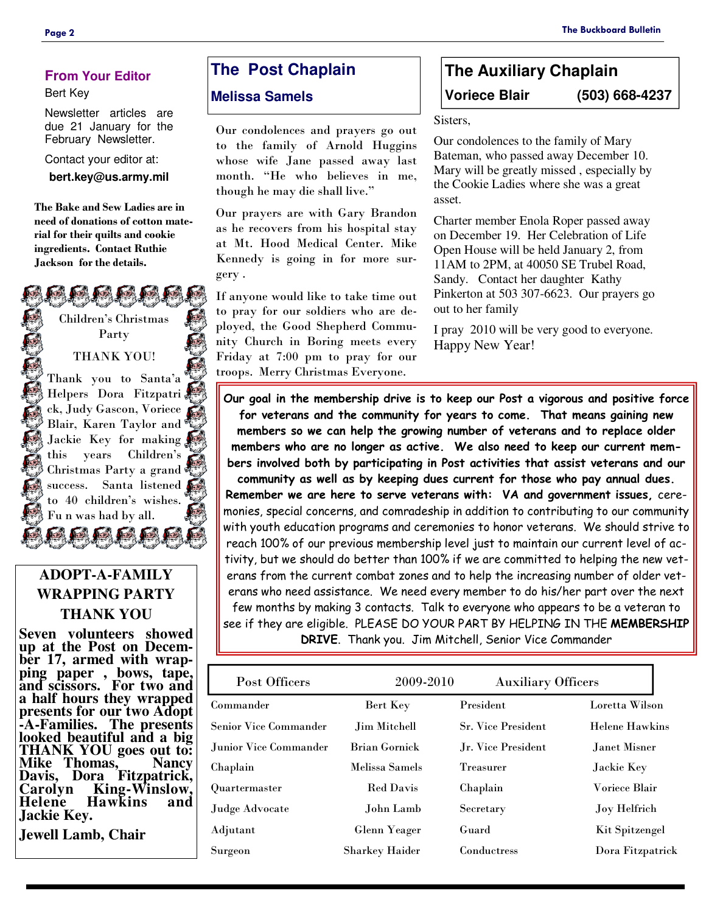## From Your Editor

Bert Key

Newsletter articles are due 21 January for the February Newsletter.

Contact your editor at:

**bert.key@us.army.mil**

**The Bake and Sew Ladies are in need of donations of cotton material for their quilts and cookie ingredients. Contact Ruthie Jackson for the details.**

Children's Christmas Party

THANK YOU!

Thank you to Santa'a Helpers Dora Fitzpatrick, Judy Gascon, Voriece Blair, Karen Taylor and Jackie Key for making this years Children's Christmas Party a grand success. Santa listened to 40 children's wishes. Fu n was had by all.

## ADOPT-A-FAMILY WRAPPING PARTY THANK YOU

**Seven volunteers showed up at the Post on December 17, armed with wrapping paper , bows, tape, and scissors. For two and a half hours they wrapped presents for our two Adopt-A-Families. The presents looked beautiful and a big THANK YOU goes out to: Mike Thomas, Nancy Davis, Dora Fitzpatrick, Carolyn King-Winslow, Helene Hawkins and Jackie Key.**

**Jewell Lamb, Chair**

## The Post Chaplain

### Melissa Samels

Our condolences and prayers go out to the family of Arnold Huggins whose wife Jane passed away last month. "He who believes in me, though he may die shall live."

Our prayers are with Gary Brandon as he recovers from his hospital stay at Mt. Hood Medical Center. Mike Kennedy is going in for more surgery .

If anyone would like to take time out to pray for our soldiers who are deployed, the Good Shepherd Community Church in Boring meets every Friday at 7:00 pm to pray for our troops. Merry Christmas Everyone.

## The Auxiliary Chaplain

**Voriece Blair (503) 668-4237**

Sisters,

Our condolences to the family of Mary Bateman, who passed away December 10. Mary will be greatly missed , especially by the Cookie Ladies where she was a great asset.

Charter member Enola Roper passed away on December 19. Her Celebration of Life Open House will be held January 2, from 11AM to 2PM, at 40050 SE Trubel Road, Sandy. Contact her daughter Kathy Pinkerton at 503 307-6623. Our prayers go out to her family

I pray 2010 will be very good to everyone. Happy New Year!

**Our goal in the membership drive is to keep our Post a vigorous and positive force for veterans and the community for years to come. That means gaining new members so we can help the growing number of veterans and to replace older members who are no longer as active. We also need to keep our current members involved both by participating in Post activities that assist veterans and our community as well as by keeping dues current for those who pay annual dues. Remember we are here to serve veterans with: VA and government issues,** ceremonies, special concerns, and comradeship in addition to contributing to our community with youth education programs and ceremonies to honor veterans. We should strive to reach 100% of our previous membership level just to maintain our current level of activity, but we should do better than 100% if we are committed to helping the new veterans from the current combat zones and to help the increasing number of older veterans who need assistance. We need every member to do his/her part over the next few months by making 3 contacts. Talk to everyone who appears to be a veteran to see if they are eligible. PLEASE DO YOUR PART BY HELPING IN THE **MEMBERSHIP DRIVE**. Thank you. Jim Mitchell, Senior Vice Commander

| Post Officers | 2009-2010 | Auxiliary Officers | |
|---|---|---|---|
| Commander | Bert Key | President | Loretta Wilson |
| Senior Vice Commander | Jim Mitchell | Sr. Vice President | Helene Hawkins |
| Junior Vice Commander | Brian Gornick | Jr. Vice President | Janet Misner |
| Chaplain | Melissa Samels | Treasurer | Jackie Key |
| Quartermaster | Red Davis | Chaplain | Voriece Blair |
| Judge Advocate | John Lamb | Secretary | Joy Helfrich |
| Adjutant | Glenn Yeager | Guard | Kit Spitzengel |
| Surgeon | Sharkey Haider | Conductress | Dora Fitzpatrick |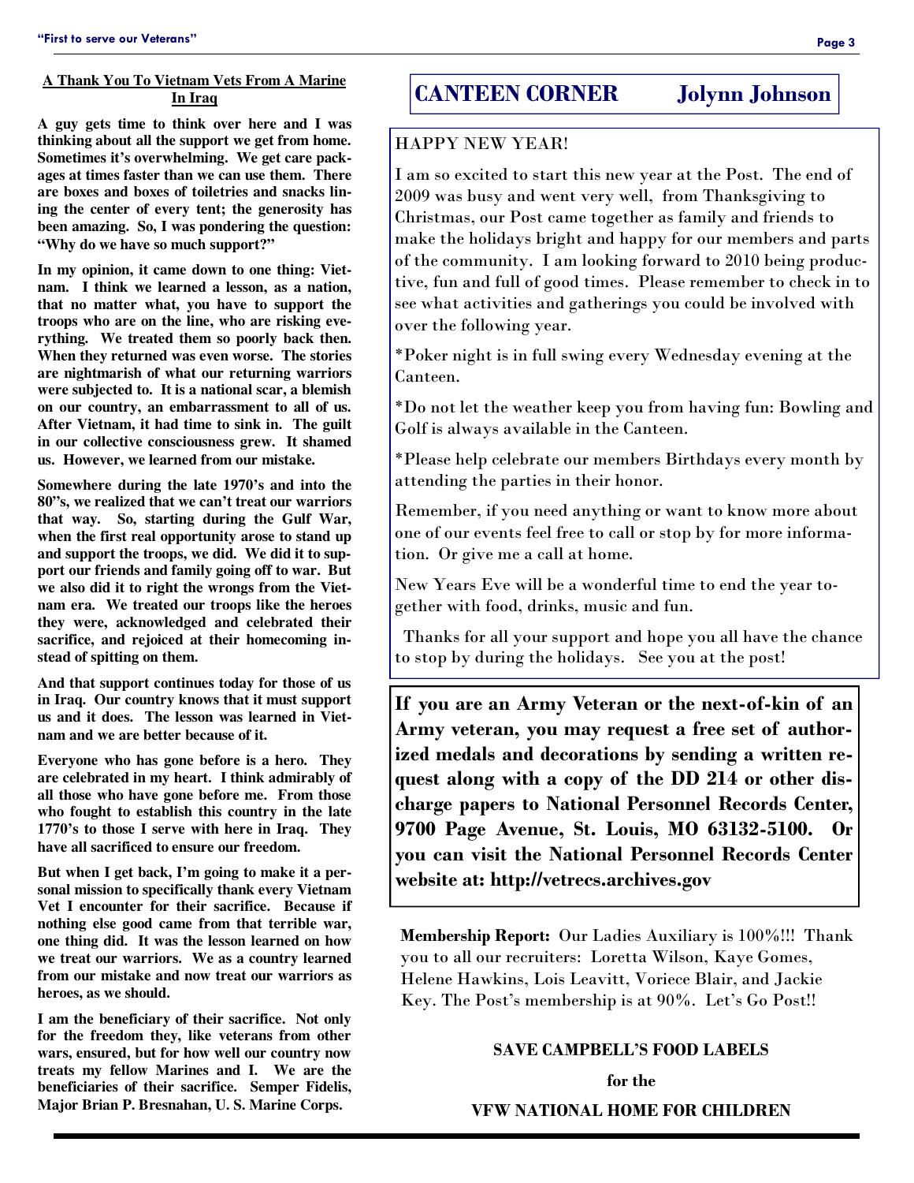## A Thank You To Vietnam Vets From A Marine In Iraq

**A guy gets time to think over here and I was thinking about all the support we get from home. Sometimes it's overwhelming. We get care packages at times faster than we can use them. There are boxes and boxes of toiletries and snacks lining the center of every tent; the generosity has been amazing. So, I was pondering the question: "Why do we have so much support?"**

**In my opinion, it came down to one thing: Vietnam. I think we learned a lesson, as a nation, that no matter what, you have to support the troops who are on the line, who are risking everything. We treated them so poorly back then. When they returned was even worse. The stories are nightmarish of what our returning warriors were subjected to. It is a national scar, a blemish on our country, an embarrassment to all of us. After Vietnam, it had time to sink in. The guilt in our collective consciousness grew. It shamed us. However, we learned from our mistake.**

**Somewhere during the late 1970's and into the 80"s, we realized that we can't treat our warriors that way. So, starting during the Gulf War, when the first real opportunity arose to stand up and support the troops, we did. We did it to support our friends and family going off to war. But we also did it to right the wrongs from the Vietnam era. We treated our troops like the heroes they were, acknowledged and celebrated their sacrifice, and rejoiced at their homecoming instead of spitting on them.**

**And that support continues today for those of us in Iraq. Our country knows that it must support us and it does. The lesson was learned in Vietnam and we are better because of it.**

**Everyone who has gone before is a hero. They are celebrated in my heart. I think admirably of all those who have gone before me. From those who fought to establish this country in the late 1770's to those I serve with here in Iraq. They have all sacrificed to ensure our freedom.**

**But when I get back, I'm going to make it a personal mission to specifically thank every Vietnam Vet I encounter for their sacrifice. Because if nothing else good came from that terrible war, one thing did. It was the lesson learned on how we treat our warriors. We as a country learned from our mistake and now treat our warriors as heroes, as we should.**

**I am the beneficiary of their sacrifice. Not only for the freedom they, like veterans from other wars, ensured, but for how well our country now treats my fellow Marines and I. We are the beneficiaries of their sacrifice. Semper Fidelis, Major Brian P. Bresnahan, U. S. Marine Corps.**

## CANTEEN CORNER — Jolynn Johnson

HAPPY NEW YEAR!

I am so excited to start this new year at the Post. The end of 2009 was busy and went very well, from Thanksgiving to Christmas, our Post came together as family and friends to make the holidays bright and happy for our members and parts of the community. I am looking forward to 2010 being productive, fun and full of good times. Please remember to check in to see what activities and gatherings you could be involved with over the following year.

*Poker night is in full swing every Wednesday evening at the Canteen.

*Do not let the weather keep you from having fun: Bowling and Golf is always available in the Canteen.

*Please help celebrate our members Birthdays every month by attending the parties in their honor.

Remember, if you need anything or want to know more about one of our events feel free to call or stop by for more information. Or give me a call at home.

New Years Eve will be a wonderful time to end the year together with food, drinks, music and fun.

Thanks for all your support and hope you all have the chance to stop by during the holidays. See you at the post!

**If you are an Army Veteran or the next-of-kin of an Army veteran, you may request a free set of authorized medals and decorations by sending a written request along with a copy of the DD 214 or other discharge papers to National Personnel Records Center, 9700 Page Avenue, St. Louis, MO 63132-5100. Or you can visit the National Personnel Records Center website at: http://vetrecs.archives.gov**

**Membership Report:** Our Ladies Auxiliary is 100%!!! Thank you to all our recruiters: Loretta Wilson, Kaye Gomes, Helene Hawkins, Lois Leavitt, Voriece Blair, and Jackie Key. The Post's membership is at 90%. Let's Go Post!!

**SAVE CAMPBELL'S FOOD LABELS**

**for the**

**VFW NATIONAL HOME FOR CHILDREN**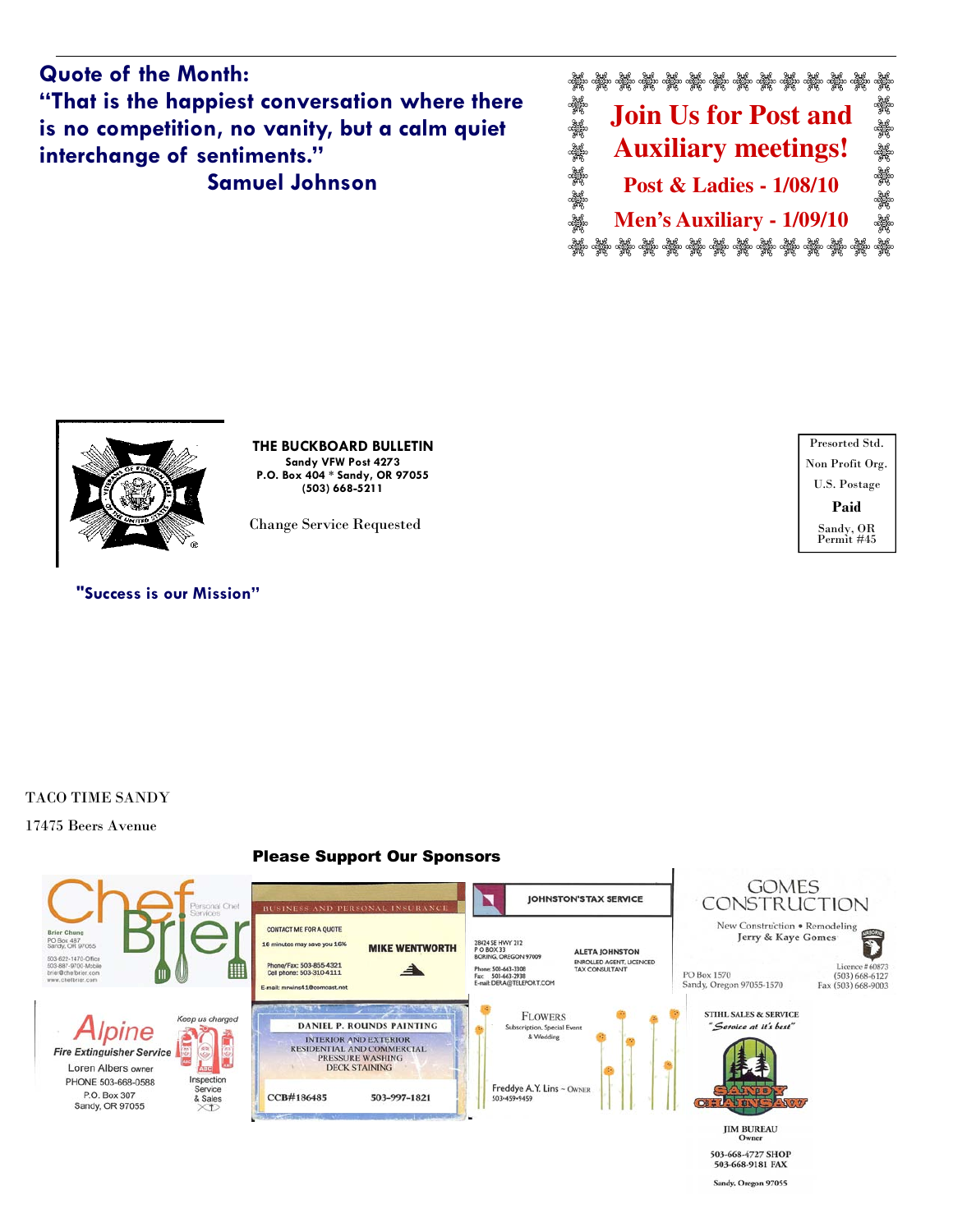**Quote of the Month:**

**"That is the happiest conversation where there is no competition, no vanity, but a calm quiet interchange of sentiments."**

**Samuel Johnson**

## Join Us for Post and Auxiliary meetings!

**Post & Ladies - 1/08/10**

**Men's Auxiliary - 1/09/10**

**THE BUCKBOARD BULLETIN**
**Sandy VFW Post 4273**
**P.O. Box 404 * Sandy, OR 97055**
**(503) 668-5211**

Change Service Requested

Presorted Std.
Non Profit Org.
U.S. Postage
**Paid**
Sandy, OR
Permit #45

**"Success is our Mission"**

TACO TIME SANDY

17475 Beers Avenue

### Please Support Our Sponsors

Chef Brier — Personal Chef Services
Brier Chung
PO Box 487
Sandy, OR 97055
503-622-1470-Office
503-887-9700-Mobile
brier@chefbrier.com
www.chefbrier.com

BUSINESS AND PERSONAL INSURANCE
CONTACT ME FOR A QUOTE
15 minutes may save you 15%
MIKE WENTWORTH
Phone/Fax: 503-855-4321
Cell phone: 503-310-4111
E-mail: mrwins41@comcast.net

JOHNSTON'S TAX SERVICE
28424 SE HWY 212
P O BOX 33
BORING, OREGON 97009
Phone 503-663-3308
Fax 503-663-2938
E-mail: DERA@TELEPORT.COM
ALETA JOHNSTON
ENROLLED AGENT, LICENCED TAX CONSULTANT

GOMES CONSTRUCTION
New Construction • Remodeling
Jerry & Kaye Gomes
PO Box 1570
Sandy, Oregon 97055-1570
Licence # 60873
(503) 668-6127
Fax (503) 668-9003

Alpine Fire Extinguisher Service
Keep us charged
Loren Albers owner
PHONE 503-668-0588
P.O. Box 307
Sandy, OR 97055
Inspection Service & Sales

DANIEL P. ROUNDS PAINTING
INTERIOR AND EXTERIOR
RESIDENTIAL AND COMMERCIAL
PRESSURE WASHING
DECK STAINING
CCB#186485 503-997-1821

FLOWERS
Subscription, Special Event & Wedding
Freddye A.Y. Lins ~ Owner
503-459-9459

STIHL SALES & SERVICE
"Service at it's best"
SANDY CHAINSAW
JIM BUREAU
Owner
503-668-4727 SHOP
503-668-9181 FAX
Sandy, Oregon 97055